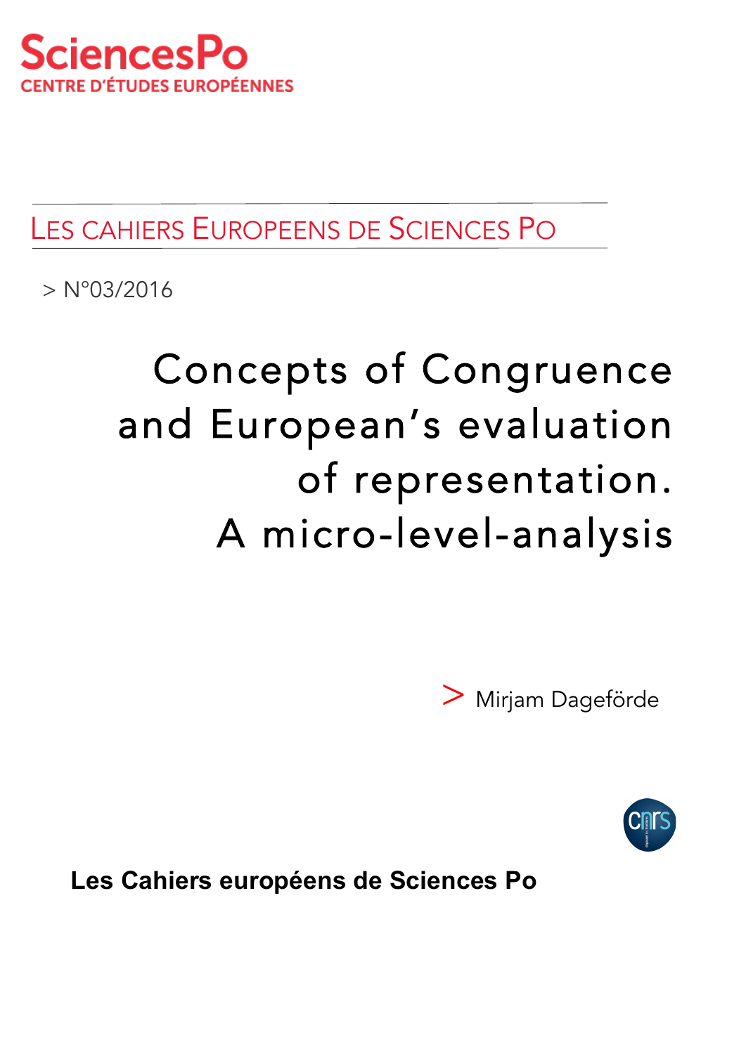SciencesPo
CENTRE D'ÉTUDES EUROPÉENNES

LES CAHIERS EUROPEENS DE SCIENCES PO

> N°03/2016

# Concepts of Congruence and European's evaluation of representation. A micro-level-analysis

> Mirjam Dageförde

**Les Cahiers européens de Sciences Po**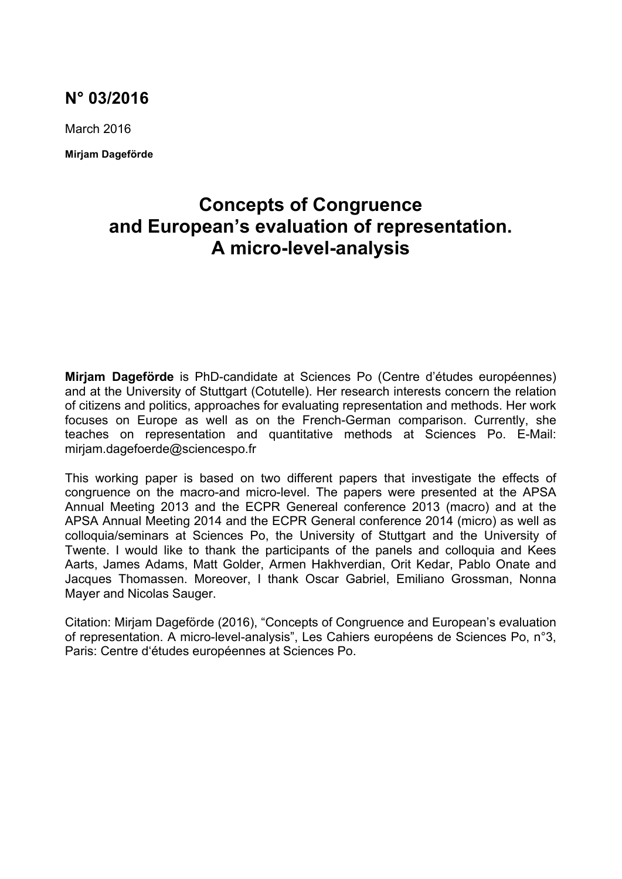**N° 03/2016**

March 2016

**Mirjam Dageförde**

# Concepts of Congruence and European's evaluation of representation. A micro-level-analysis

**Mirjam Dageförde** is PhD-candidate at Sciences Po (Centre d'études européennes) and at the University of Stuttgart (Cotutelle). Her research interests concern the relation of citizens and politics, approaches for evaluating representation and methods. Her work focuses on Europe as well as on the French-German comparison. Currently, she teaches on representation and quantitative methods at Sciences Po. E-Mail: mirjam.dagefoerde@sciencespo.fr

This working paper is based on two different papers that investigate the effects of congruence on the macro-and micro-level. The papers were presented at the APSA Annual Meeting 2013 and the ECPR Genereal conference 2013 (macro) and at the APSA Annual Meeting 2014 and the ECPR General conference 2014 (micro) as well as colloquia/seminars at Sciences Po, the University of Stuttgart and the University of Twente. I would like to thank the participants of the panels and colloquia and Kees Aarts, James Adams, Matt Golder, Armen Hakhverdian, Orit Kedar, Pablo Onate and Jacques Thomassen. Moreover, I thank Oscar Gabriel, Emiliano Grossman, Nonna Mayer and Nicolas Sauger.

Citation: Mirjam Dageförde (2016), "Concepts of Congruence and European's evaluation of representation. A micro-level-analysis", Les Cahiers européens de Sciences Po, n°3, Paris: Centre d'études européennes at Sciences Po.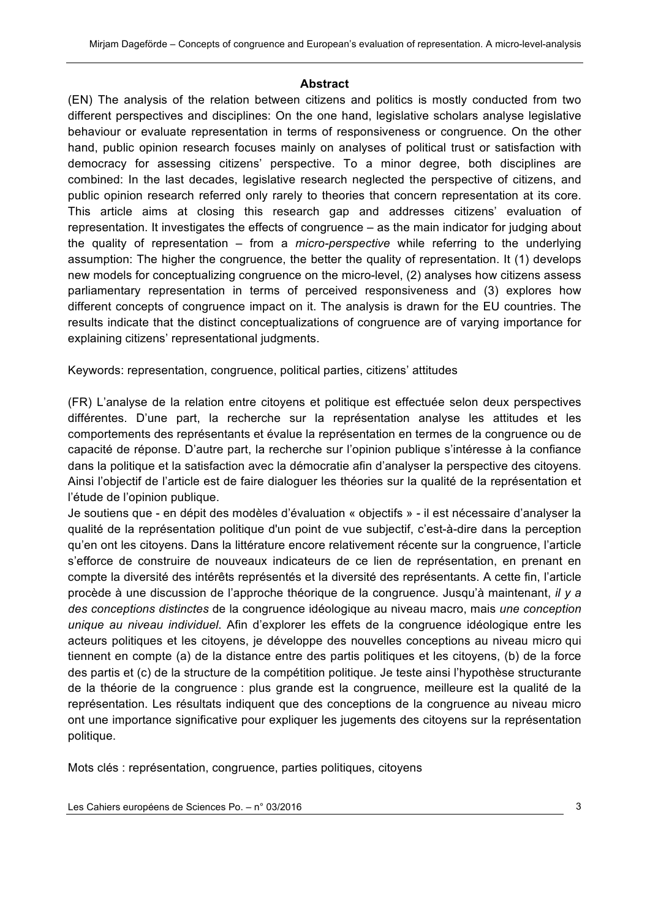**Abstract**

(EN) The analysis of the relation between citizens and politics is mostly conducted from two different perspectives and disciplines: On the one hand, legislative scholars analyse legislative behaviour or evaluate representation in terms of responsiveness or congruence. On the other hand, public opinion research focuses mainly on analyses of political trust or satisfaction with democracy for assessing citizens' perspective. To a minor degree, both disciplines are combined: In the last decades, legislative research neglected the perspective of citizens, and public opinion research referred only rarely to theories that concern representation at its core. This article aims at closing this research gap and addresses citizens' evaluation of representation. It investigates the effects of congruence – as the main indicator for judging about the quality of representation – from a *micro-perspective* while referring to the underlying assumption: The higher the congruence, the better the quality of representation. It (1) develops new models for conceptualizing congruence on the micro-level, (2) analyses how citizens assess parliamentary representation in terms of perceived responsiveness and (3) explores how different concepts of congruence impact on it. The analysis is drawn for the EU countries. The results indicate that the distinct conceptualizations of congruence are of varying importance for explaining citizens' representational judgments.

Keywords: representation, congruence, political parties, citizens' attitudes

(FR) L'analyse de la relation entre citoyens et politique est effectuée selon deux perspectives différentes. D'une part, la recherche sur la représentation analyse les attitudes et les comportements des représentants et évalue la représentation en termes de la congruence ou de capacité de réponse. D'autre part, la recherche sur l'opinion publique s'intéresse à la confiance dans la politique et la satisfaction avec la démocratie afin d'analyser la perspective des citoyens. Ainsi l'objectif de l'article est de faire dialoguer les théories sur la qualité de la représentation et l'étude de l'opinion publique.

Je soutiens que - en dépit des modèles d'évaluation « objectifs » - il est nécessaire d'analyser la qualité de la représentation politique d'un point de vue subjectif, c'est-à-dire dans la perception qu'en ont les citoyens. Dans la littérature encore relativement récente sur la congruence, l'article s'efforce de construire de nouveaux indicateurs de ce lien de représentation, en prenant en compte la diversité des intérêts représentés et la diversité des représentants. A cette fin, l'article procède à une discussion de l'approche théorique de la congruence. Jusqu'à maintenant, *il y a des conceptions distinctes* de la congruence idéologique au niveau macro, mais *une conception unique au niveau individuel*. Afin d'explorer les effets de la congruence idéologique entre les acteurs politiques et les citoyens, je développe des nouvelles conceptions au niveau micro qui tiennent en compte (a) de la distance entre des partis politiques et les citoyens, (b) de la force des partis et (c) de la structure de la compétition politique. Je teste ainsi l'hypothèse structurante de la théorie de la congruence : plus grande est la congruence, meilleure est la qualité de la représentation. Les résultats indiquent que des conceptions de la congruence au niveau micro ont une importance significative pour expliquer les jugements des citoyens sur la représentation politique.

Mots clés : représentation, congruence, parties politiques, citoyens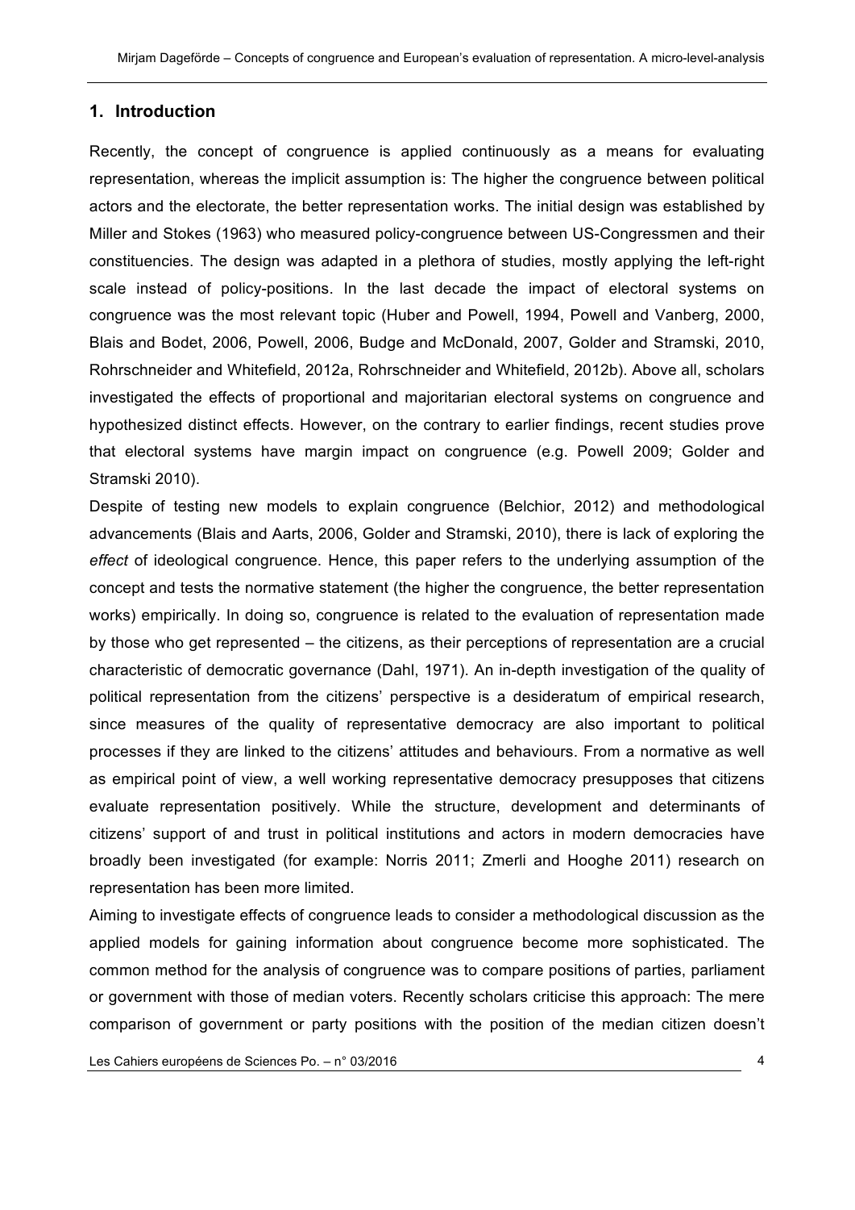## 1. Introduction

Recently, the concept of congruence is applied continuously as a means for evaluating representation, whereas the implicit assumption is: The higher the congruence between political actors and the electorate, the better representation works. The initial design was established by Miller and Stokes (1963) who measured policy-congruence between US-Congressmen and their constituencies. The design was adapted in a plethora of studies, mostly applying the left-right scale instead of policy-positions. In the last decade the impact of electoral systems on congruence was the most relevant topic (Huber and Powell, 1994, Powell and Vanberg, 2000, Blais and Bodet, 2006, Powell, 2006, Budge and McDonald, 2007, Golder and Stramski, 2010, Rohrschneider and Whitefield, 2012a, Rohrschneider and Whitefield, 2012b). Above all, scholars investigated the effects of proportional and majoritarian electoral systems on congruence and hypothesized distinct effects. However, on the contrary to earlier findings, recent studies prove that electoral systems have margin impact on congruence (e.g. Powell 2009; Golder and Stramski 2010).

Despite of testing new models to explain congruence (Belchior, 2012) and methodological advancements (Blais and Aarts, 2006, Golder and Stramski, 2010), there is lack of exploring the *effect* of ideological congruence. Hence, this paper refers to the underlying assumption of the concept and tests the normative statement (the higher the congruence, the better representation works) empirically. In doing so, congruence is related to the evaluation of representation made by those who get represented – the citizens, as their perceptions of representation are a crucial characteristic of democratic governance (Dahl, 1971). An in-depth investigation of the quality of political representation from the citizens' perspective is a desideratum of empirical research, since measures of the quality of representative democracy are also important to political processes if they are linked to the citizens' attitudes and behaviours. From a normative as well as empirical point of view, a well working representative democracy presupposes that citizens evaluate representation positively. While the structure, development and determinants of citizens' support of and trust in political institutions and actors in modern democracies have broadly been investigated (for example: Norris 2011; Zmerli and Hooghe 2011) research on representation has been more limited.

Aiming to investigate effects of congruence leads to consider a methodological discussion as the applied models for gaining information about congruence become more sophisticated. The common method for the analysis of congruence was to compare positions of parties, parliament or government with those of median voters. Recently scholars criticise this approach: The mere comparison of government or party positions with the position of the median citizen doesn't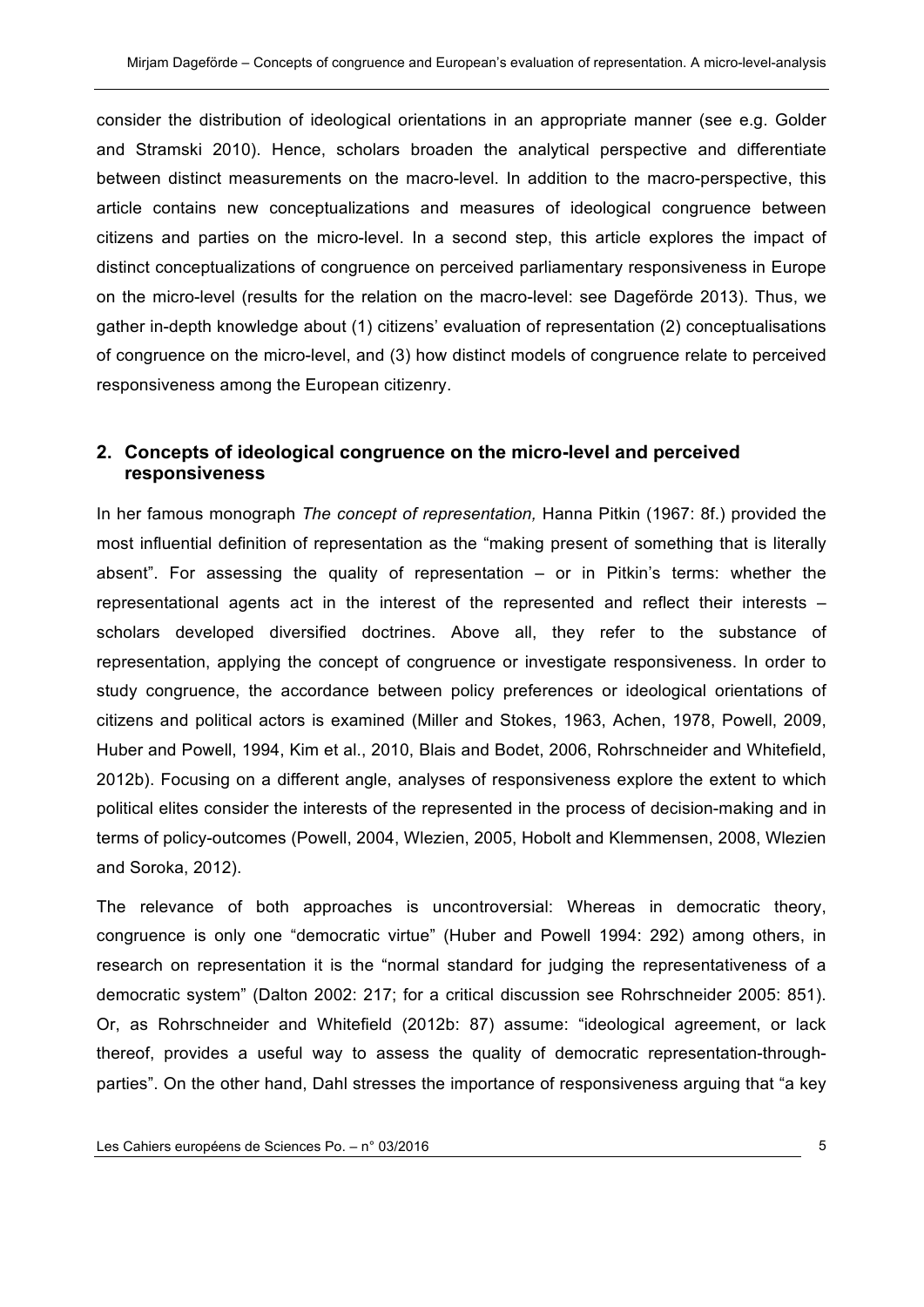consider the distribution of ideological orientations in an appropriate manner (see e.g. Golder and Stramski 2010). Hence, scholars broaden the analytical perspective and differentiate between distinct measurements on the macro-level. In addition to the macro-perspective, this article contains new conceptualizations and measures of ideological congruence between citizens and parties on the micro-level. In a second step, this article explores the impact of distinct conceptualizations of congruence on perceived parliamentary responsiveness in Europe on the micro-level (results for the relation on the macro-level: see Dageförde 2013). Thus, we gather in-depth knowledge about (1) citizens' evaluation of representation (2) conceptualisations of congruence on the micro-level, and (3) how distinct models of congruence relate to perceived responsiveness among the European citizenry.

## 2. Concepts of ideological congruence on the micro-level and perceived responsiveness

In her famous monograph *The concept of representation,* Hanna Pitkin (1967: 8f.) provided the most influential definition of representation as the "making present of something that is literally absent". For assessing the quality of representation – or in Pitkin's terms: whether the representational agents act in the interest of the represented and reflect their interests – scholars developed diversified doctrines. Above all, they refer to the substance of representation, applying the concept of congruence or investigate responsiveness. In order to study congruence, the accordance between policy preferences or ideological orientations of citizens and political actors is examined (Miller and Stokes, 1963, Achen, 1978, Powell, 2009, Huber and Powell, 1994, Kim et al., 2010, Blais and Bodet, 2006, Rohrschneider and Whitefield, 2012b). Focusing on a different angle, analyses of responsiveness explore the extent to which political elites consider the interests of the represented in the process of decision-making and in terms of policy-outcomes (Powell, 2004, Wlezien, 2005, Hobolt and Klemmensen, 2008, Wlezien and Soroka, 2012).

The relevance of both approaches is uncontroversial: Whereas in democratic theory, congruence is only one "democratic virtue" (Huber and Powell 1994: 292) among others, in research on representation it is the "normal standard for judging the representativeness of a democratic system" (Dalton 2002: 217; for a critical discussion see Rohrschneider 2005: 851). Or, as Rohrschneider and Whitefield (2012b: 87) assume: "ideological agreement, or lack thereof, provides a useful way to assess the quality of democratic representation-through-parties". On the other hand, Dahl stresses the importance of responsiveness arguing that "a key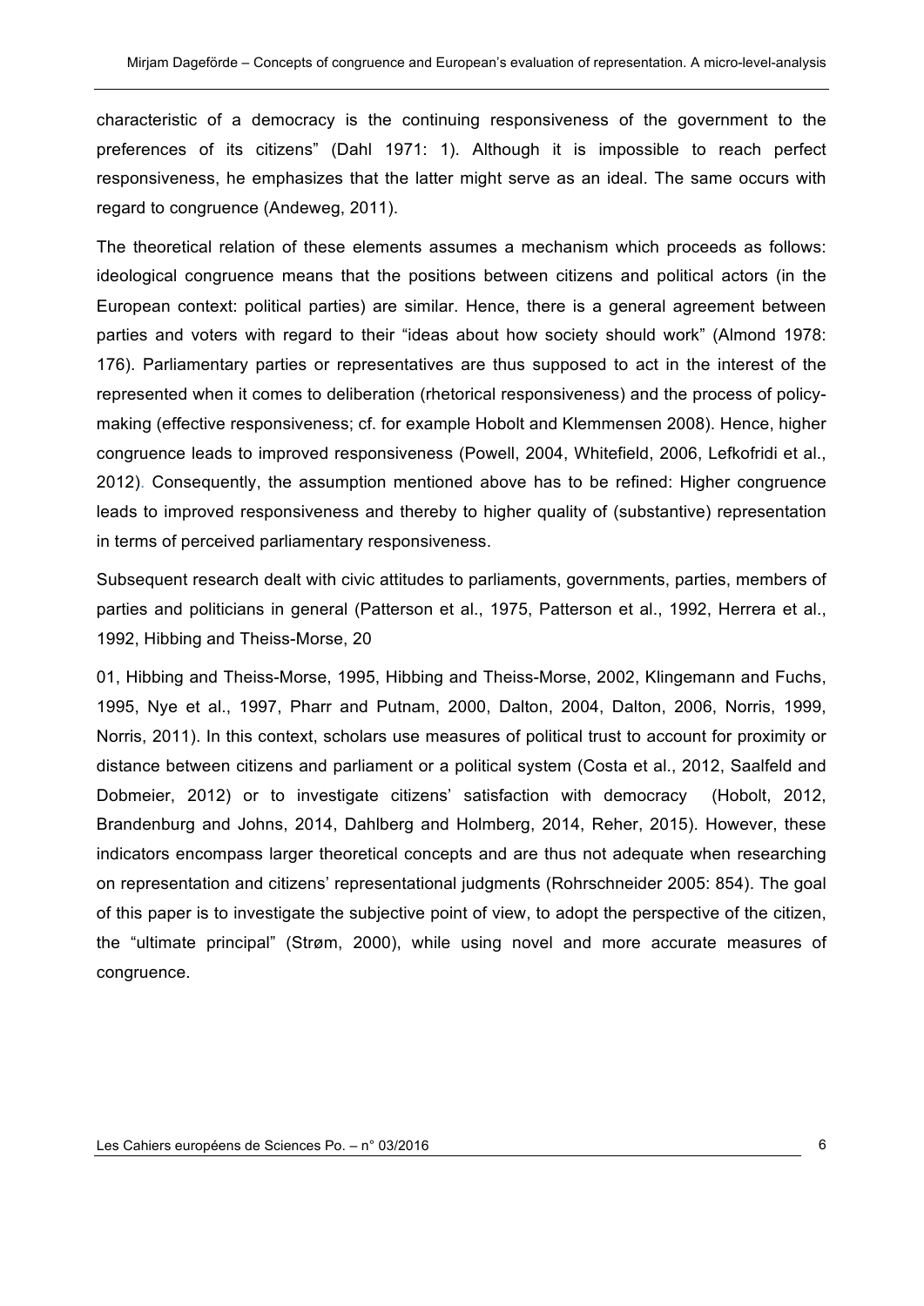characteristic of a democracy is the continuing responsiveness of the government to the preferences of its citizens" (Dahl 1971: 1). Although it is impossible to reach perfect responsiveness, he emphasizes that the latter might serve as an ideal. The same occurs with regard to congruence (Andeweg, 2011).

The theoretical relation of these elements assumes a mechanism which proceeds as follows: ideological congruence means that the positions between citizens and political actors (in the European context: political parties) are similar. Hence, there is a general agreement between parties and voters with regard to their "ideas about how society should work" (Almond 1978: 176). Parliamentary parties or representatives are thus supposed to act in the interest of the represented when it comes to deliberation (rhetorical responsiveness) and the process of policy-making (effective responsiveness; cf. for example Hobolt and Klemmensen 2008). Hence, higher congruence leads to improved responsiveness (Powell, 2004, Whitefield, 2006, Lefkofridi et al., 2012). Consequently, the assumption mentioned above has to be refined: Higher congruence leads to improved responsiveness and thereby to higher quality of (substantive) representation in terms of perceived parliamentary responsiveness.

Subsequent research dealt with civic attitudes to parliaments, governments, parties, members of parties and politicians in general (Patterson et al., 1975, Patterson et al., 1992, Herrera et al., 1992, Hibbing and Theiss-Morse, 2001, Hibbing and Theiss-Morse, 1995, Hibbing and Theiss-Morse, 2002, Klingemann and Fuchs, 1995, Nye et al., 1997, Pharr and Putnam, 2000, Dalton, 2004, Dalton, 2006, Norris, 1999, Norris, 2011). In this context, scholars use measures of political trust to account for proximity or distance between citizens and parliament or a political system (Costa et al., 2012, Saalfeld and Dobmeier, 2012) or to investigate citizens' satisfaction with democracy (Hobolt, 2012, Brandenburg and Johns, 2014, Dahlberg and Holmberg, 2014, Reher, 2015). However, these indicators encompass larger theoretical concepts and are thus not adequate when researching on representation and citizens' representational judgments (Rohrschneider 2005: 854). The goal of this paper is to investigate the subjective point of view, to adopt the perspective of the citizen, the "ultimate principal" (Strøm, 2000), while using novel and more accurate measures of congruence.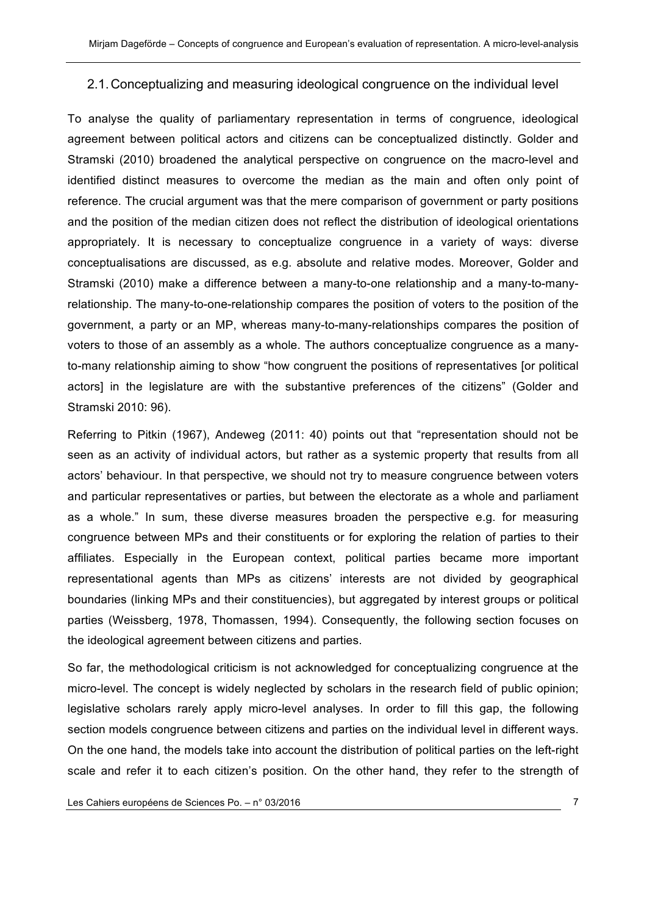## 2.1. Conceptualizing and measuring ideological congruence on the individual level

To analyse the quality of parliamentary representation in terms of congruence, ideological agreement between political actors and citizens can be conceptualized distinctly. Golder and Stramski (2010) broadened the analytical perspective on congruence on the macro-level and identified distinct measures to overcome the median as the main and often only point of reference. The crucial argument was that the mere comparison of government or party positions and the position of the median citizen does not reflect the distribution of ideological orientations appropriately. It is necessary to conceptualize congruence in a variety of ways: diverse conceptualisations are discussed, as e.g. absolute and relative modes. Moreover, Golder and Stramski (2010) make a difference between a many-to-one relationship and a many-to-many-relationship. The many-to-one-relationship compares the position of voters to the position of the government, a party or an MP, whereas many-to-many-relationships compares the position of voters to those of an assembly as a whole. The authors conceptualize congruence as a many-to-many relationship aiming to show "how congruent the positions of representatives [or political actors] in the legislature are with the substantive preferences of the citizens" (Golder and Stramski 2010: 96).

Referring to Pitkin (1967), Andeweg (2011: 40) points out that "representation should not be seen as an activity of individual actors, but rather as a systemic property that results from all actors' behaviour. In that perspective, we should not try to measure congruence between voters and particular representatives or parties, but between the electorate as a whole and parliament as a whole." In sum, these diverse measures broaden the perspective e.g. for measuring congruence between MPs and their constituents or for exploring the relation of parties to their affiliates. Especially in the European context, political parties became more important representational agents than MPs as citizens' interests are not divided by geographical boundaries (linking MPs and their constituencies), but aggregated by interest groups or political parties (Weissberg, 1978, Thomassen, 1994). Consequently, the following section focuses on the ideological agreement between citizens and parties.

So far, the methodological criticism is not acknowledged for conceptualizing congruence at the micro-level. The concept is widely neglected by scholars in the research field of public opinion; legislative scholars rarely apply micro-level analyses. In order to fill this gap, the following section models congruence between citizens and parties on the individual level in different ways. On the one hand, the models take into account the distribution of political parties on the left-right scale and refer it to each citizen's position. On the other hand, they refer to the strength of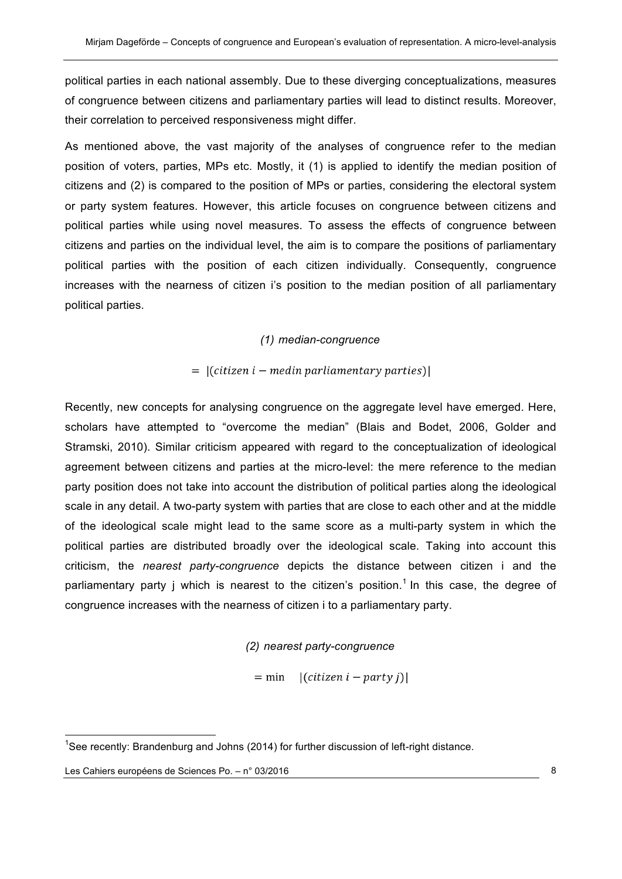political parties in each national assembly. Due to these diverging conceptualizations, measures of congruence between citizens and parliamentary parties will lead to distinct results. Moreover, their correlation to perceived responsiveness might differ.

As mentioned above, the vast majority of the analyses of congruence refer to the median position of voters, parties, MPs etc. Mostly, it (1) is applied to identify the median position of citizens and (2) is compared to the position of MPs or parties, considering the electoral system or party system features. However, this article focuses on congruence between citizens and political parties while using novel measures. To assess the effects of congruence between citizens and parties on the individual level, the aim is to compare the positions of parliamentary political parties with the position of each citizen individually. Consequently, congruence increases with the nearness of citizen i's position to the median position of all parliamentary political parties.

*(1) median-congruence*

$$= |(citizen\ i - medin\ parliamentary\ parties)|$$

Recently, new concepts for analysing congruence on the aggregate level have emerged. Here, scholars have attempted to "overcome the median" (Blais and Bodet, 2006, Golder and Stramski, 2010). Similar criticism appeared with regard to the conceptualization of ideological agreement between citizens and parties at the micro-level: the mere reference to the median party position does not take into account the distribution of political parties along the ideological scale in any detail. A two-party system with parties that are close to each other and at the middle of the ideological scale might lead to the same score as a multi-party system in which the political parties are distributed broadly over the ideological scale. Taking into account this criticism, the *nearest party-congruence* depicts the distance between citizen i and the parliamentary party j which is nearest to the citizen's position.[1] In this case, the degree of congruence increases with the nearness of citizen i to a parliamentary party.

*(2) nearest party-congruence*

$$= \min \quad |(citizen\ i - party\ j)|$$

[1] See recently: Brandenburg and Johns (2014) for further discussion of left-right distance.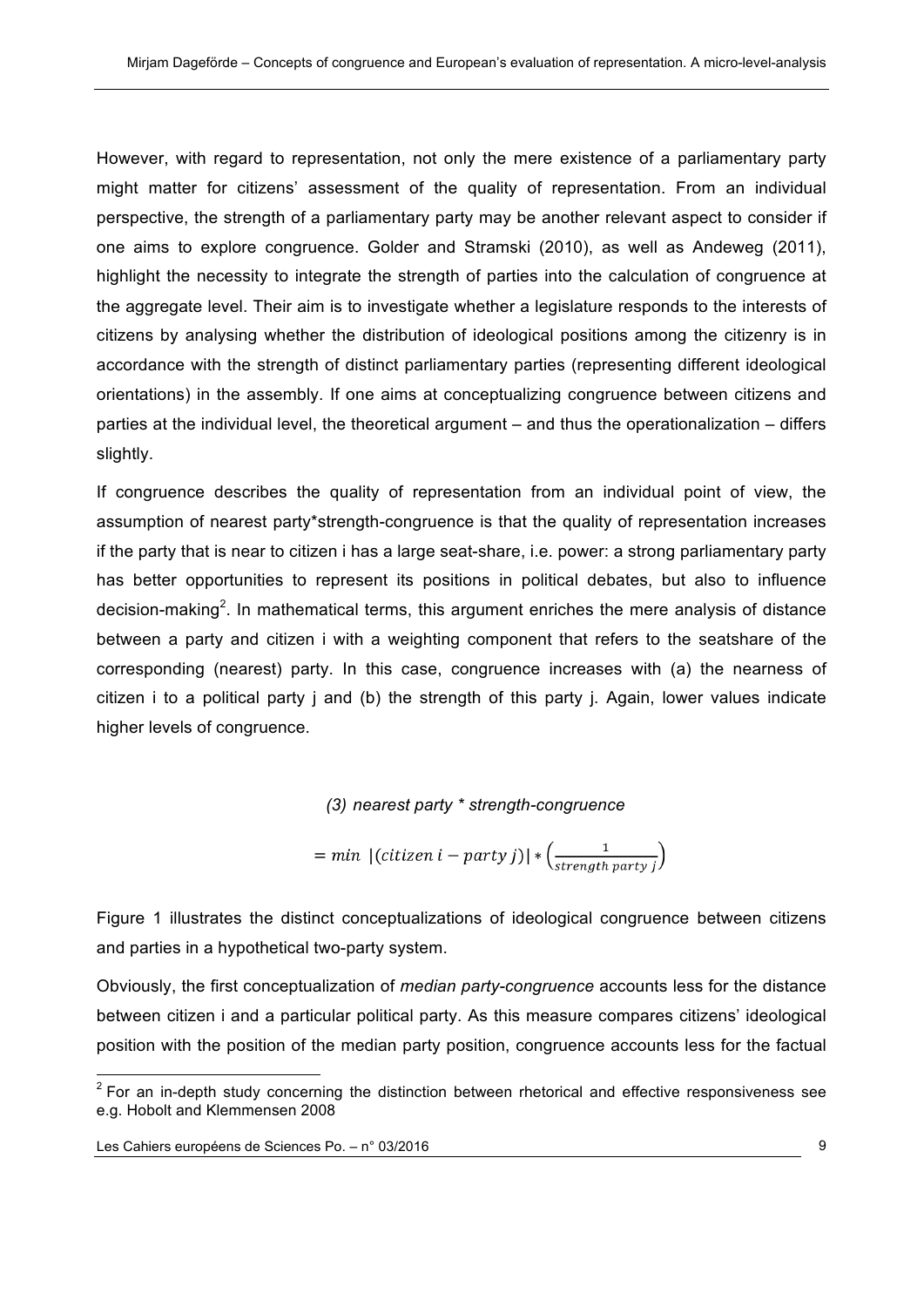However, with regard to representation, not only the mere existence of a parliamentary party might matter for citizens' assessment of the quality of representation. From an individual perspective, the strength of a parliamentary party may be another relevant aspect to consider if one aims to explore congruence. Golder and Stramski (2010), as well as Andeweg (2011), highlight the necessity to integrate the strength of parties into the calculation of congruence at the aggregate level. Their aim is to investigate whether a legislature responds to the interests of citizens by analysing whether the distribution of ideological positions among the citizenry is in accordance with the strength of distinct parliamentary parties (representing different ideological orientations) in the assembly. If one aims at conceptualizing congruence between citizens and parties at the individual level, the theoretical argument – and thus the operationalization – differs slightly.

If congruence describes the quality of representation from an individual point of view, the assumption of nearest party*strength-congruence is that the quality of representation increases if the party that is near to citizen i has a large seat-share, i.e. power: a strong parliamentary party has better opportunities to represent its positions in political debates, but also to influence decision-making[2]. In mathematical terms, this argument enriches the mere analysis of distance between a party and citizen i with a weighting component that refers to the seatshare of the corresponding (nearest) party. In this case, congruence increases with (a) the nearness of citizen i to a political party j and (b) the strength of this party j. Again, lower values indicate higher levels of congruence.

*(3) nearest party * strength-congruence*

$$= min\ |(citizen\ i - party\ j)| * \left(\frac{1}{strength\ party\ j}\right)$$

Figure 1 illustrates the distinct conceptualizations of ideological congruence between citizens and parties in a hypothetical two-party system.

Obviously, the first conceptualization of *median party-congruence* accounts less for the distance between citizen i and a particular political party. As this measure compares citizens' ideological position with the position of the median party position, congruence accounts less for the factual

[2] For an in-depth study concerning the distinction between rhetorical and effective responsiveness see e.g. Hobolt and Klemmensen 2008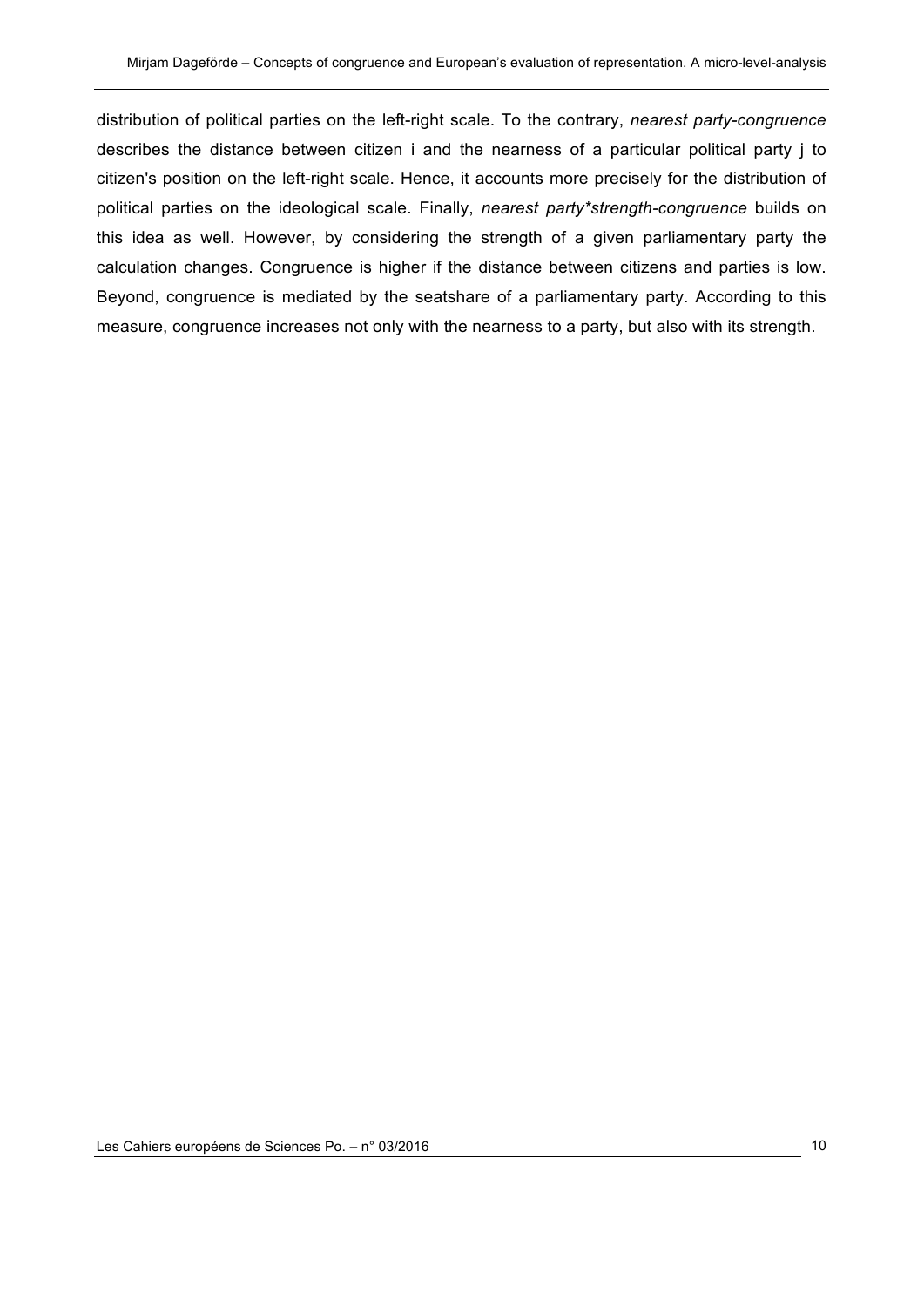distribution of political parties on the left-right scale. To the contrary, *nearest party-congruence* describes the distance between citizen i and the nearness of a particular political party j to citizen's position on the left-right scale. Hence, it accounts more precisely for the distribution of political parties on the ideological scale. Finally, *nearest party*strength-congruence* builds on this idea as well. However, by considering the strength of a given parliamentary party the calculation changes. Congruence is higher if the distance between citizens and parties is low. Beyond, congruence is mediated by the seatshare of a parliamentary party. According to this measure, congruence increases not only with the nearness to a party, but also with its strength.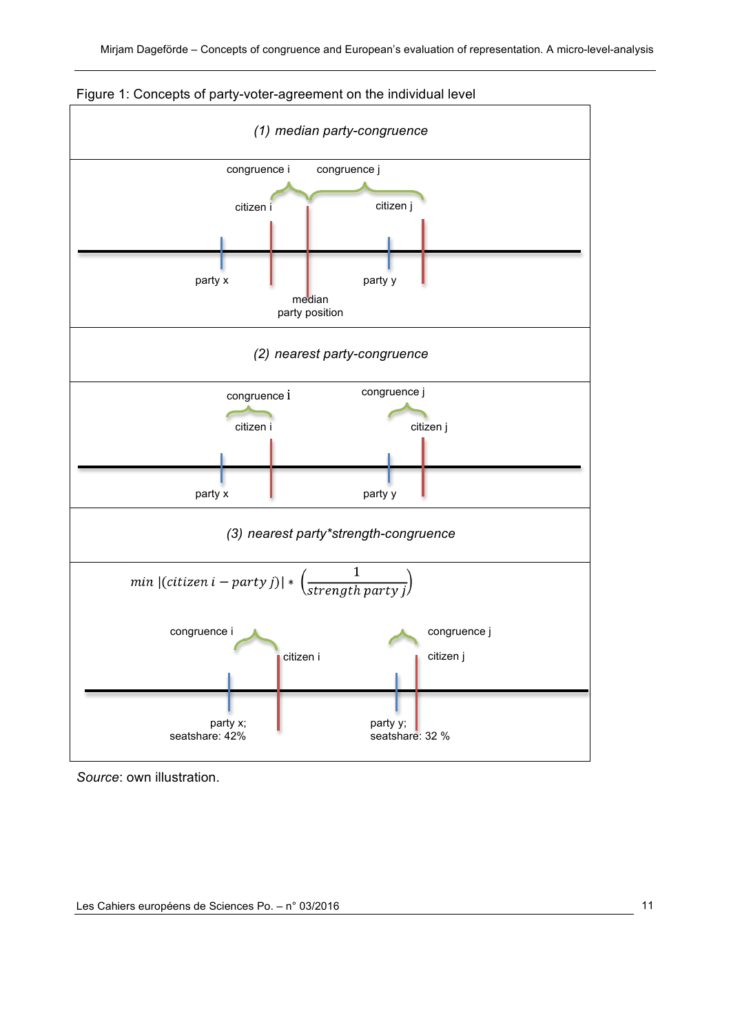Figure 1: Concepts of party-voter-agreement on the individual level

*(1) median party-congruence*

congruence i congruence j

citizen i citizen j

party x party y

median party position

*(2) nearest party-congruence*

congruence i congruence j

citizen i citizen j

party x party y

*(3) nearest party*strength-congruence*

$$min\ |(citizen\ i - party\ j)| * \left(\frac{1}{strength\ party\ j}\right)$$

congruence i congruence j

citizen i citizen j

party x; seatshare: 42% party y; seatshare: 32 %

*Source*: own illustration.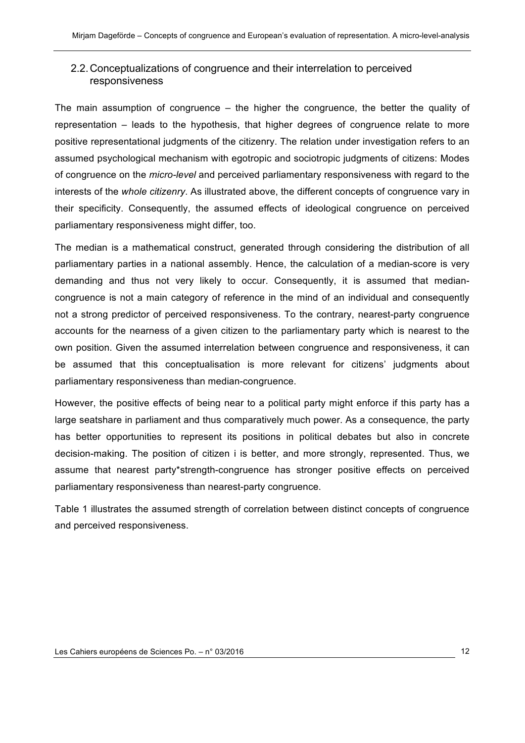## 2.2. Conceptualizations of congruence and their interrelation to perceived responsiveness

The main assumption of congruence – the higher the congruence, the better the quality of representation – leads to the hypothesis, that higher degrees of congruence relate to more positive representational judgments of the citizenry. The relation under investigation refers to an assumed psychological mechanism with egotropic and sociotropic judgments of citizens: Modes of congruence on the *micro-level* and perceived parliamentary responsiveness with regard to the interests of the *whole citizenry*. As illustrated above, the different concepts of congruence vary in their specificity. Consequently, the assumed effects of ideological congruence on perceived parliamentary responsiveness might differ, too.

The median is a mathematical construct, generated through considering the distribution of all parliamentary parties in a national assembly. Hence, the calculation of a median-score is very demanding and thus not very likely to occur. Consequently, it is assumed that median-congruence is not a main category of reference in the mind of an individual and consequently not a strong predictor of perceived responsiveness. To the contrary, nearest-party congruence accounts for the nearness of a given citizen to the parliamentary party which is nearest to the own position. Given the assumed interrelation between congruence and responsiveness, it can be assumed that this conceptualisation is more relevant for citizens' judgments about parliamentary responsiveness than median-congruence.

However, the positive effects of being near to a political party might enforce if this party has a large seatshare in parliament and thus comparatively much power. As a consequence, the party has better opportunities to represent its positions in political debates but also in concrete decision-making. The position of citizen i is better, and more strongly, represented. Thus, we assume that nearest party*strength-congruence has stronger positive effects on perceived parliamentary responsiveness than nearest-party congruence.

Table 1 illustrates the assumed strength of correlation between distinct concepts of congruence and perceived responsiveness.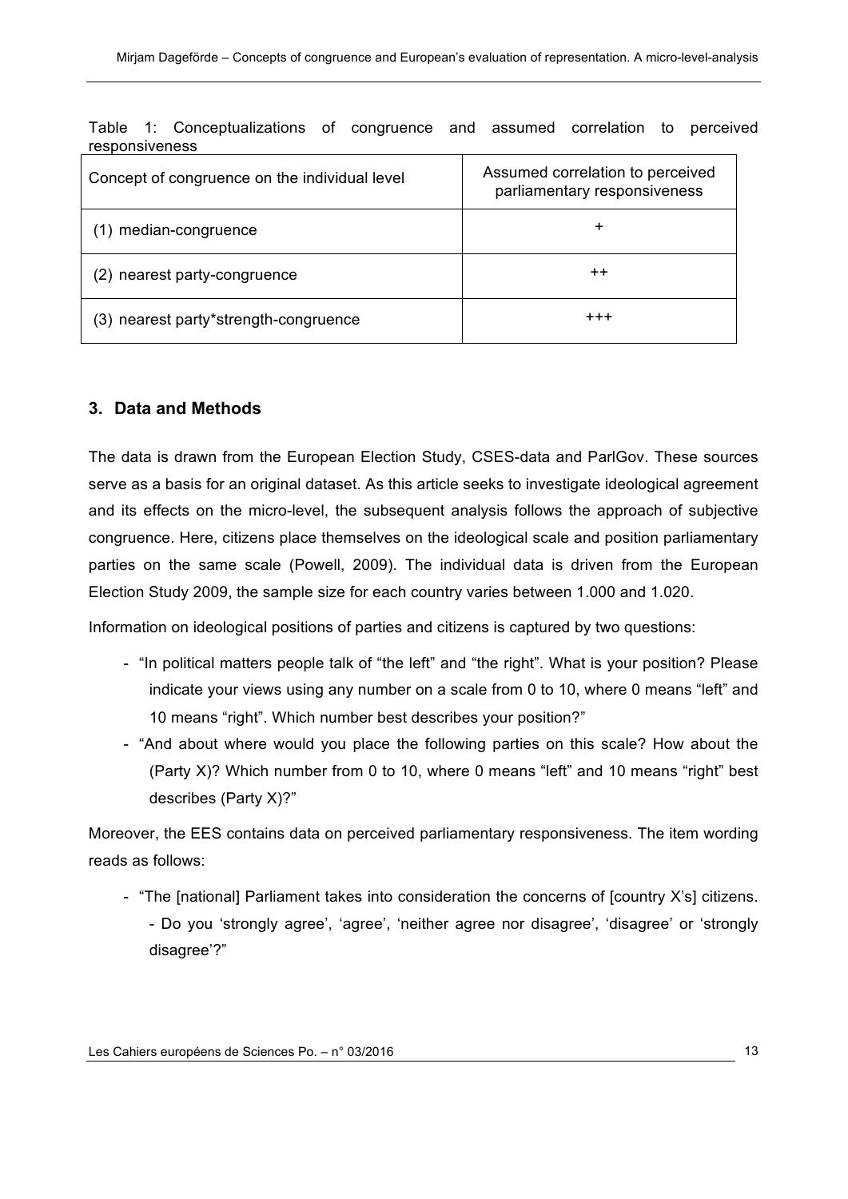Table 1: Conceptualizations of congruence and assumed correlation to perceived responsiveness

| Concept of congruence on the individual level | Assumed correlation to perceived parliamentary responsiveness |
| --- | --- |
| (1) median-congruence | + |
| (2) nearest party-congruence | ++ |
| (3) nearest party*strength-congruence | +++ |

## 3. Data and Methods

The data is drawn from the European Election Study, CSES-data and ParlGov. These sources serve as a basis for an original dataset. As this article seeks to investigate ideological agreement and its effects on the micro-level, the subsequent analysis follows the approach of subjective congruence. Here, citizens place themselves on the ideological scale and position parliamentary parties on the same scale (Powell, 2009). The individual data is driven from the European Election Study 2009, the sample size for each country varies between 1.000 and 1.020.

Information on ideological positions of parties and citizens is captured by two questions:

- "In political matters people talk of "the left" and "the right". What is your position? Please indicate your views using any number on a scale from 0 to 10, where 0 means "left" and 10 means "right". Which number best describes your position?"
- "And about where would you place the following parties on this scale? How about the (Party X)? Which number from 0 to 10, where 0 means "left" and 10 means "right" best describes (Party X)?"

Moreover, the EES contains data on perceived parliamentary responsiveness. The item wording reads as follows:

- "The [national] Parliament takes into consideration the concerns of [country X's] citizens. - Do you 'strongly agree', 'agree', 'neither agree nor disagree', 'disagree' or 'strongly disagree'?"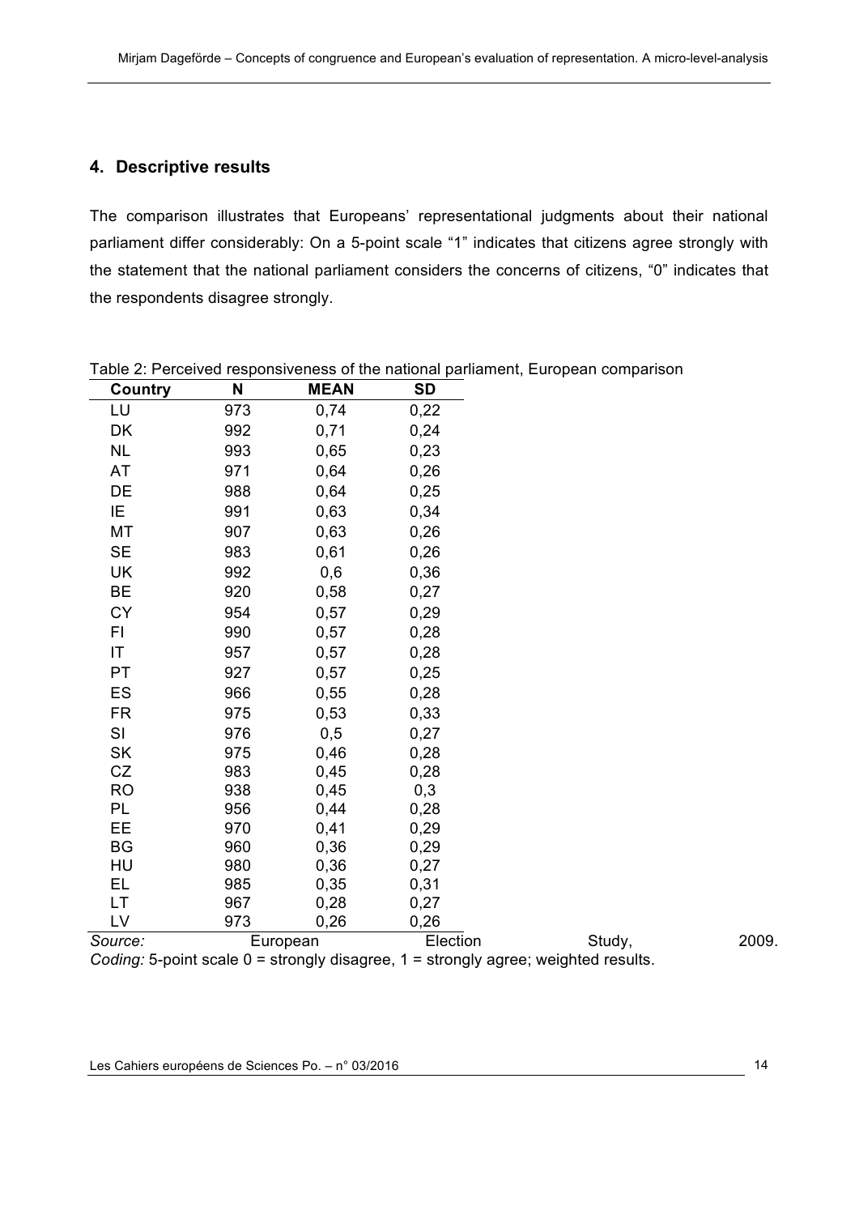## 4. Descriptive results

The comparison illustrates that Europeans' representational judgments about their national parliament differ considerably: On a 5-point scale "1" indicates that citizens agree strongly with the statement that the national parliament considers the concerns of citizens, "0" indicates that the respondents disagree strongly.

Table 2: Perceived responsiveness of the national parliament, European comparison

| Country | N | MEAN | SD |
|---|---|---|---|
| LU | 973 | 0,74 | 0,22 |
| DK | 992 | 0,71 | 0,24 |
| NL | 993 | 0,65 | 0,23 |
| AT | 971 | 0,64 | 0,26 |
| DE | 988 | 0,64 | 0,25 |
| IE | 991 | 0,63 | 0,34 |
| MT | 907 | 0,63 | 0,26 |
| SE | 983 | 0,61 | 0,26 |
| UK | 992 | 0,6 | 0,36 |
| BE | 920 | 0,58 | 0,27 |
| CY | 954 | 0,57 | 0,29 |
| FI | 990 | 0,57 | 0,28 |
| IT | 957 | 0,57 | 0,28 |
| PT | 927 | 0,57 | 0,25 |
| ES | 966 | 0,55 | 0,28 |
| FR | 975 | 0,53 | 0,33 |
| SI | 976 | 0,5 | 0,27 |
| SK | 975 | 0,46 | 0,28 |
| CZ | 983 | 0,45 | 0,28 |
| RO | 938 | 0,45 | 0,3 |
| PL | 956 | 0,44 | 0,28 |
| EE | 970 | 0,41 | 0,29 |
| BG | 960 | 0,36 | 0,29 |
| HU | 980 | 0,36 | 0,27 |
| EL | 985 | 0,35 | 0,31 |
| LT | 967 | 0,28 | 0,27 |
| LV | 973 | 0,26 | 0,26 |

*Source:* European Election Study, 2009.
*Coding:* 5-point scale 0 = strongly disagree, 1 = strongly agree; weighted results.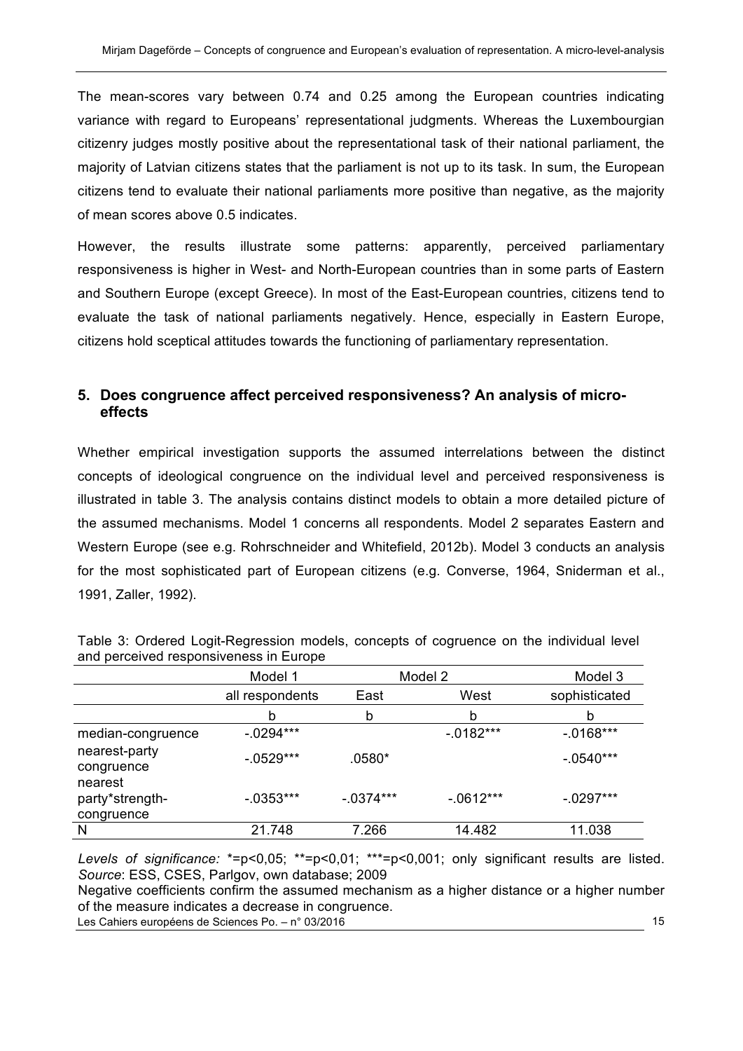The mean-scores vary between 0.74 and 0.25 among the European countries indicating variance with regard to Europeans' representational judgments. Whereas the Luxembourgian citizenry judges mostly positive about the representational task of their national parliament, the majority of Latvian citizens states that the parliament is not up to its task. In sum, the European citizens tend to evaluate their national parliaments more positive than negative, as the majority of mean scores above 0.5 indicates.

However, the results illustrate some patterns: apparently, perceived parliamentary responsiveness is higher in West- and North-European countries than in some parts of Eastern and Southern Europe (except Greece). In most of the East-European countries, citizens tend to evaluate the task of national parliaments negatively. Hence, especially in Eastern Europe, citizens hold sceptical attitudes towards the functioning of parliamentary representation.

## 5. Does congruence affect perceived responsiveness? An analysis of micro-effects

Whether empirical investigation supports the assumed interrelations between the distinct concepts of ideological congruence on the individual level and perceived responsiveness is illustrated in table 3. The analysis contains distinct models to obtain a more detailed picture of the assumed mechanisms. Model 1 concerns all respondents. Model 2 separates Eastern and Western Europe (see e.g. Rohrschneider and Whitefield, 2012b). Model 3 conducts an analysis for the most sophisticated part of European citizens (e.g. Converse, 1964, Sniderman et al., 1991, Zaller, 1992).

Table 3: Ordered Logit-Regression models, concepts of cogruence on the individual level and perceived responsiveness in Europe

| | Model 1 | Model 2 | | Model 3 |
|---|---|---|---|---|
| | all respondents | East | West | sophisticated |
| | b | b | b | b |
| median-congruence | -.0294*** | | -.0182*** | -.0168*** |
| nearest-party congruence | -.0529*** | .0580* | | -.0540*** |
| nearest party*strength-congruence | -.0353*** | -.0374*** | -.0612*** | -.0297*** |
| N | 21.748 | 7.266 | 14.482 | 11.038 |

*Levels of significance:* *=p<0,05; **=p<0,01; ***=p<0,001; only significant results are listed. *Source*: ESS, CSES, Parlgov, own database; 2009

Negative coefficients confirm the assumed mechanism as a higher distance or a higher number of the measure indicates a decrease in congruence.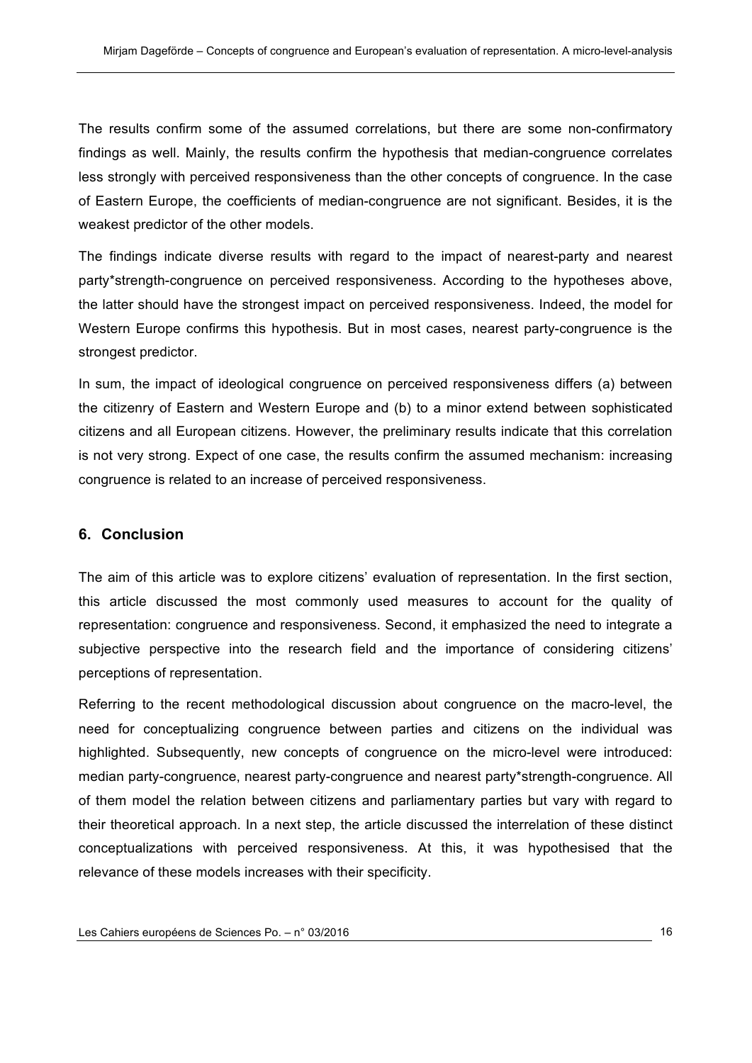The results confirm some of the assumed correlations, but there are some non-confirmatory findings as well. Mainly, the results confirm the hypothesis that median-congruence correlates less strongly with perceived responsiveness than the other concepts of congruence. In the case of Eastern Europe, the coefficients of median-congruence are not significant. Besides, it is the weakest predictor of the other models.

The findings indicate diverse results with regard to the impact of nearest-party and nearest party*strength-congruence on perceived responsiveness. According to the hypotheses above, the latter should have the strongest impact on perceived responsiveness. Indeed, the model for Western Europe confirms this hypothesis. But in most cases, nearest party-congruence is the strongest predictor.

In sum, the impact of ideological congruence on perceived responsiveness differs (a) between the citizenry of Eastern and Western Europe and (b) to a minor extend between sophisticated citizens and all European citizens. However, the preliminary results indicate that this correlation is not very strong. Expect of one case, the results confirm the assumed mechanism: increasing congruence is related to an increase of perceived responsiveness.

## 6. Conclusion

The aim of this article was to explore citizens' evaluation of representation. In the first section, this article discussed the most commonly used measures to account for the quality of representation: congruence and responsiveness. Second, it emphasized the need to integrate a subjective perspective into the research field and the importance of considering citizens' perceptions of representation.

Referring to the recent methodological discussion about congruence on the macro-level, the need for conceptualizing congruence between parties and citizens on the individual was highlighted. Subsequently, new concepts of congruence on the micro-level were introduced: median party-congruence, nearest party-congruence and nearest party*strength-congruence. All of them model the relation between citizens and parliamentary parties but vary with regard to their theoretical approach. In a next step, the article discussed the interrelation of these distinct conceptualizations with perceived responsiveness. At this, it was hypothesised that the relevance of these models increases with their specificity.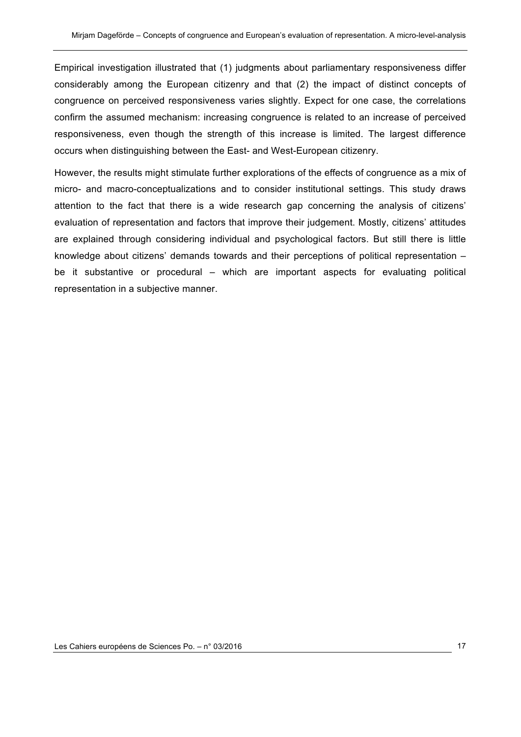Empirical investigation illustrated that (1) judgments about parliamentary responsiveness differ considerably among the European citizenry and that (2) the impact of distinct concepts of congruence on perceived responsiveness varies slightly. Expect for one case, the correlations confirm the assumed mechanism: increasing congruence is related to an increase of perceived responsiveness, even though the strength of this increase is limited. The largest difference occurs when distinguishing between the East- and West-European citizenry.

However, the results might stimulate further explorations of the effects of congruence as a mix of micro- and macro-conceptualizations and to consider institutional settings. This study draws attention to the fact that there is a wide research gap concerning the analysis of citizens' evaluation of representation and factors that improve their judgement. Mostly, citizens' attitudes are explained through considering individual and psychological factors. But still there is little knowledge about citizens' demands towards and their perceptions of political representation – be it substantive or procedural – which are important aspects for evaluating political representation in a subjective manner.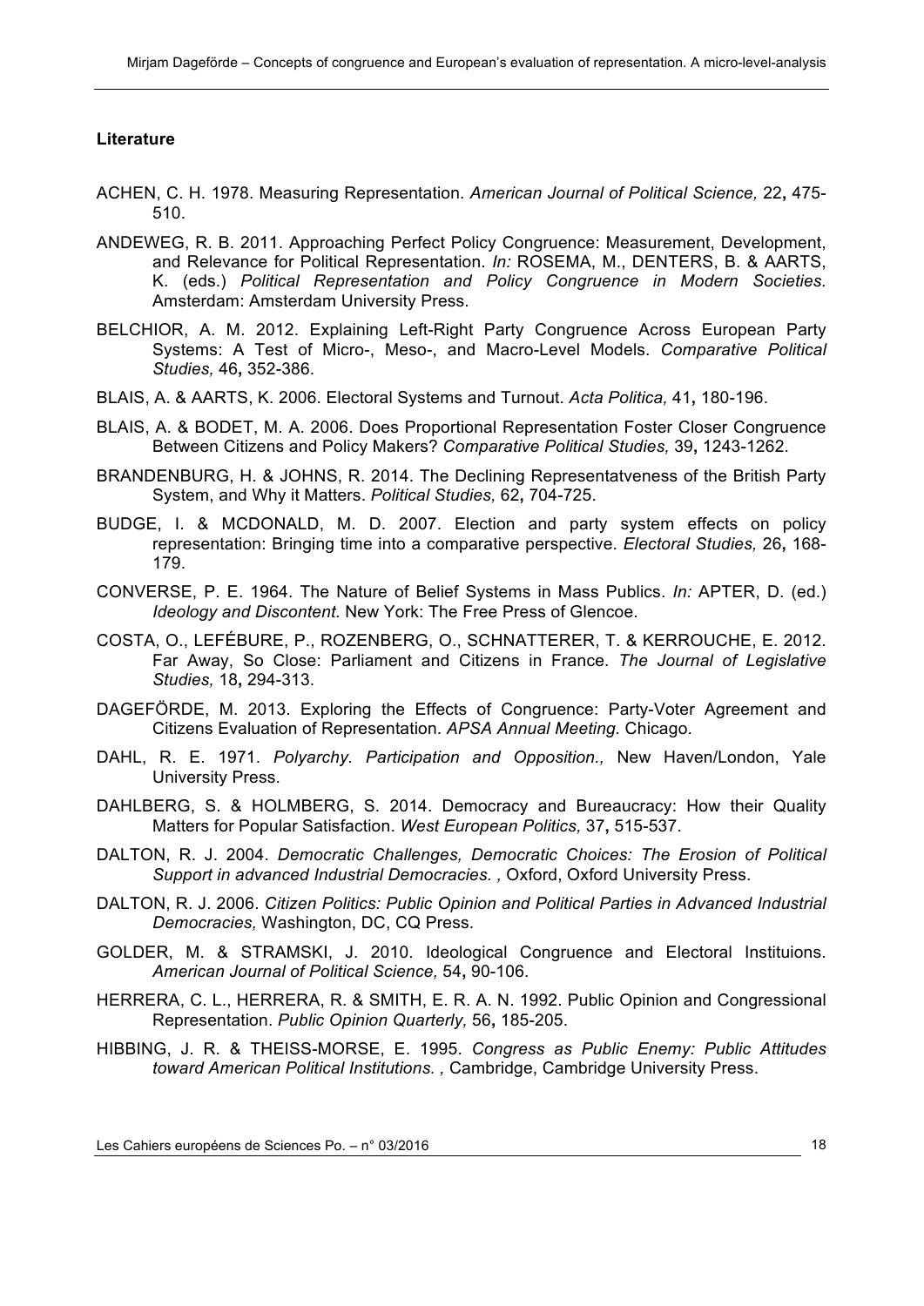## Literature

ACHEN, C. H. 1978. Measuring Representation. *American Journal of Political Science,* 22**,** 475-510.

ANDEWEG, R. B. 2011. Approaching Perfect Policy Congruence: Measurement, Development, and Relevance for Political Representation. *In:* ROSEMA, M., DENTERS, B. & AARTS, K. (eds.) *Political Representation and Policy Congruence in Modern Societies*. Amsterdam: Amsterdam University Press.

BELCHIOR, A. M. 2012. Explaining Left-Right Party Congruence Across European Party Systems: A Test of Micro-, Meso-, and Macro-Level Models. *Comparative Political Studies,* 46**,** 352-386.

BLAIS, A. & AARTS, K. 2006. Electoral Systems and Turnout. *Acta Politica,* 41**,** 180-196.

BLAIS, A. & BODET, M. A. 2006. Does Proportional Representation Foster Closer Congruence Between Citizens and Policy Makers? *Comparative Political Studies,* 39**,** 1243-1262.

BRANDENBURG, H. & JOHNS, R. 2014. The Declining Representatveness of the British Party System, and Why it Matters. *Political Studies,* 62**,** 704-725.

BUDGE, I. & MCDONALD, M. D. 2007. Election and party system effects on policy representation: Bringing time into a comparative perspective. *Electoral Studies,* 26**,** 168-179.

CONVERSE, P. E. 1964. The Nature of Belief Systems in Mass Publics. *In:* APTER, D. (ed.) *Ideology and Discontent*. New York: The Free Press of Glencoe.

COSTA, O., LEFÉBURE, P., ROZENBERG, O., SCHNATTERER, T. & KERROUCHE, E. 2012. Far Away, So Close: Parliament and Citizens in France. *The Journal of Legislative Studies,* 18**,** 294-313.

DAGEFÖRDE, M. 2013. Exploring the Effects of Congruence: Party-Voter Agreement and Citizens Evaluation of Representation. *APSA Annual Meeting*. Chicago.

DAHL, R. E. 1971. *Polyarchy. Participation and Opposition.,* New Haven/London, Yale University Press.

DAHLBERG, S. & HOLMBERG, S. 2014. Democracy and Bureaucracy: How their Quality Matters for Popular Satisfaction. *West European Politics,* 37**,** 515-537.

DALTON, R. J. 2004. *Democratic Challenges, Democratic Choices: The Erosion of Political Support in advanced Industrial Democracies. ,* Oxford, Oxford University Press.

DALTON, R. J. 2006. *Citizen Politics: Public Opinion and Political Parties in Advanced Industrial Democracies,* Washington, DC, CQ Press.

GOLDER, M. & STRAMSKI, J. 2010. Ideological Congruence and Electoral Instituions. *American Journal of Political Science,* 54**,** 90-106.

HERRERA, C. L., HERRERA, R. & SMITH, E. R. A. N. 1992. Public Opinion and Congressional Representation. *Public Opinion Quarterly,* 56**,** 185-205.

HIBBING, J. R. & THEISS-MORSE, E. 1995. *Congress as Public Enemy: Public Attitudes toward American Political Institutions. ,* Cambridge, Cambridge University Press.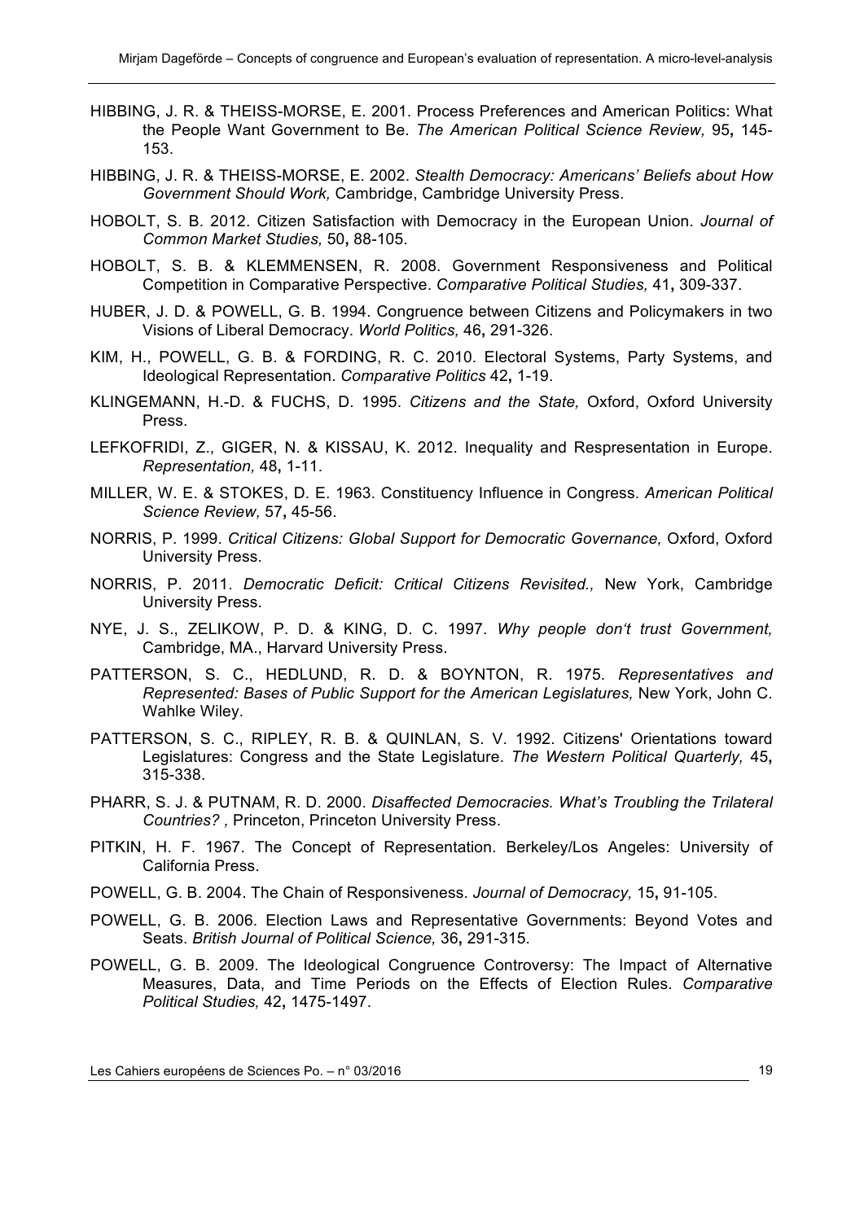HIBBING, J. R. & THEISS-MORSE, E. 2001. Process Preferences and American Politics: What the People Want Government to Be. *The American Political Science Review,* 95**,** 145-153.

HIBBING, J. R. & THEISS-MORSE, E. 2002. *Stealth Democracy: Americans' Beliefs about How Government Should Work,* Cambridge, Cambridge University Press.

HOBOLT, S. B. 2012. Citizen Satisfaction with Democracy in the European Union. *Journal of Common Market Studies,* 50**,** 88-105.

HOBOLT, S. B. & KLEMMENSEN, R. 2008. Government Responsiveness and Political Competition in Comparative Perspective. *Comparative Political Studies,* 41**,** 309-337.

HUBER, J. D. & POWELL, G. B. 1994. Congruence between Citizens and Policymakers in two Visions of Liberal Democracy. *World Politics,* 46**,** 291-326.

KIM, H., POWELL, G. B. & FORDING, R. C. 2010. Electoral Systems, Party Systems, and Ideological Representation. *Comparative Politics* 42**,** 1-19.

KLINGEMANN, H.-D. & FUCHS, D. 1995. *Citizens and the State,* Oxford, Oxford University Press.

LEFKOFRIDI, Z., GIGER, N. & KISSAU, K. 2012. Inequality and Respresentation in Europe. *Representation,* 48**,** 1-11.

MILLER, W. E. & STOKES, D. E. 1963. Constituency Influence in Congress. *American Political Science Review,* 57**,** 45-56.

NORRIS, P. 1999. *Critical Citizens: Global Support for Democratic Governance,* Oxford, Oxford University Press.

NORRIS, P. 2011. *Democratic Deficit: Critical Citizens Revisited.,* New York, Cambridge University Press.

NYE, J. S., ZELIKOW, P. D. & KING, D. C. 1997. *Why people don't trust Government,* Cambridge, MA., Harvard University Press.

PATTERSON, S. C., HEDLUND, R. D. & BOYNTON, R. 1975. *Representatives and Represented: Bases of Public Support for the American Legislatures,* New York, John C. Wahlke Wiley.

PATTERSON, S. C., RIPLEY, R. B. & QUINLAN, S. V. 1992. Citizens' Orientations toward Legislatures: Congress and the State Legislature. *The Western Political Quarterly,* 45**,** 315-338.

PHARR, S. J. & PUTNAM, R. D. 2000. *Disaffected Democracies. What's Troubling the Trilateral Countries? ,* Princeton, Princeton University Press.

PITKIN, H. F. 1967. The Concept of Representation. Berkeley/Los Angeles: University of California Press.

POWELL, G. B. 2004. The Chain of Responsiveness. *Journal of Democracy,* 15**,** 91-105.

POWELL, G. B. 2006. Election Laws and Representative Governments: Beyond Votes and Seats. *British Journal of Political Science,* 36**,** 291-315.

POWELL, G. B. 2009. The Ideological Congruence Controversy: The Impact of Alternative Measures, Data, and Time Periods on the Effects of Election Rules. *Comparative Political Studies,* 42**,** 1475-1497.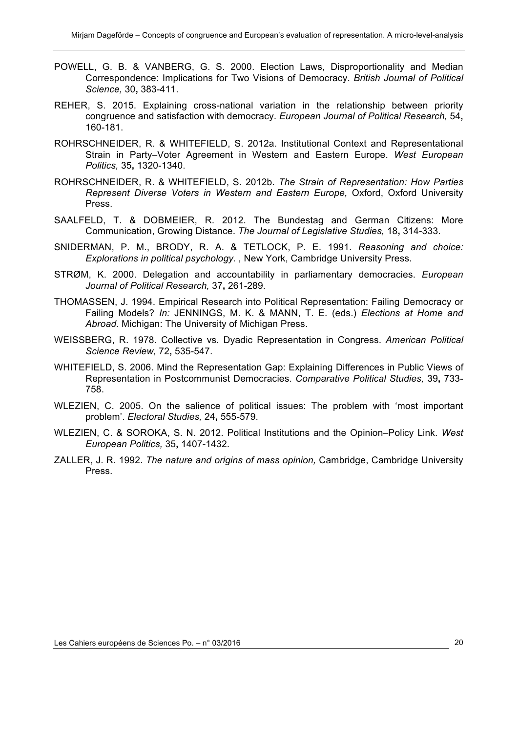POWELL, G. B. & VANBERG, G. S. 2000. Election Laws, Disproportionality and Median Correspondence: Implications for Two Visions of Democracy. *British Journal of Political Science,* 30**,** 383-411.

REHER, S. 2015. Explaining cross-national variation in the relationship between priority congruence and satisfaction with democracy. *European Journal of Political Research,* 54**,** 160-181.

ROHRSCHNEIDER, R. & WHITEFIELD, S. 2012a. Institutional Context and Representational Strain in Party–Voter Agreement in Western and Eastern Europe. *West European Politics,* 35**,** 1320-1340.

ROHRSCHNEIDER, R. & WHITEFIELD, S. 2012b. *The Strain of Representation: How Parties Represent Diverse Voters in Western and Eastern Europe,* Oxford, Oxford University Press.

SAALFELD, T. & DOBMEIER, R. 2012. The Bundestag and German Citizens: More Communication, Growing Distance. *The Journal of Legislative Studies,* 18**,** 314-333.

SNIDERMAN, P. M., BRODY, R. A. & TETLOCK, P. E. 1991. *Reasoning and choice: Explorations in political psychology. ,* New York, Cambridge University Press.

STRØM, K. 2000. Delegation and accountability in parliamentary democracies. *European Journal of Political Research,* 37**,** 261-289.

THOMASSEN, J. 1994. Empirical Research into Political Representation: Failing Democracy or Failing Models? *In:* JENNINGS, M. K. & MANN, T. E. (eds.) *Elections at Home and Abroad*. Michigan: The University of Michigan Press.

WEISSBERG, R. 1978. Collective vs. Dyadic Representation in Congress. *American Political Science Review,* 72**,** 535-547.

WHITEFIELD, S. 2006. Mind the Representation Gap: Explaining Differences in Public Views of Representation in Postcommunist Democracies. *Comparative Political Studies,* 39**,** 733-758.

WLEZIEN, C. 2005. On the salience of political issues: The problem with 'most important problem'. *Electoral Studies,* 24**,** 555-579.

WLEZIEN, C. & SOROKA, S. N. 2012. Political Institutions and the Opinion–Policy Link. *West European Politics,* 35**,** 1407-1432.

ZALLER, J. R. 1992. *The nature and origins of mass opinion,* Cambridge, Cambridge University Press.